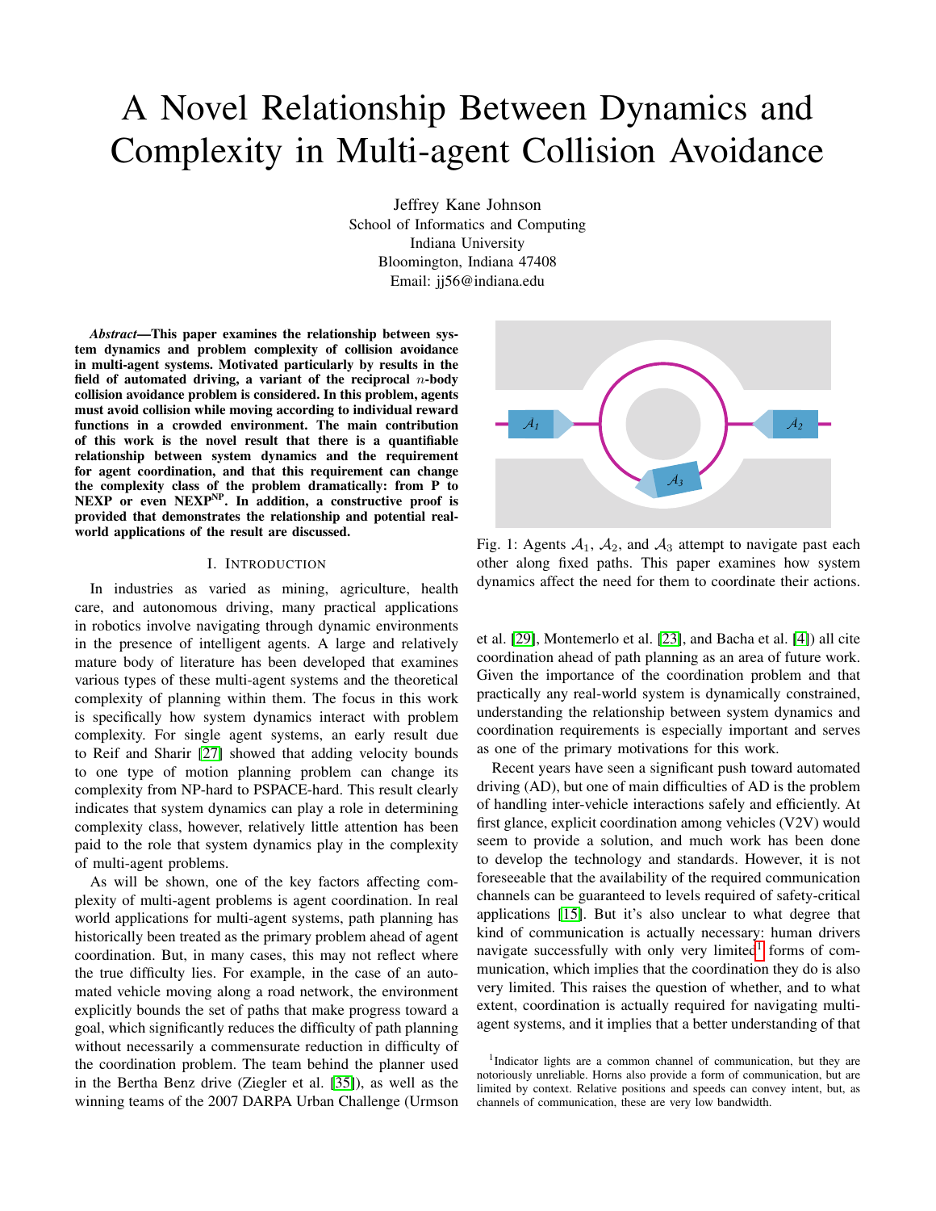# A Novel Relationship Between Dynamics and Complexity in Multi-agent Collision Avoidance

Jeffrey Kane Johnson
School of Informatics and Computing
Indiana University
Bloomington, Indiana 47408
Email: jj56@indiana.edu

***Abstract*—This paper examines the relationship between system dynamics and problem complexity of collision avoidance in multi-agent systems. Motivated particularly by results in the field of automated driving, a variant of the reciprocal $n$-body collision avoidance problem is considered. In this problem, agents must avoid collision while moving according to individual reward functions in a crowded environment. The main contribution of this work is the novel result that there is a quantifiable relationship between system dynamics and the requirement for agent coordination, and that this requirement can change the complexity class of the problem dramatically: from P to NEXP or even NEXP$^{\text{NP}}$. In addition, a constructive proof is provided that demonstrates the relationship and potential real-world applications of the result are discussed.**

## I. Introduction

In industries as varied as mining, agriculture, health care, and autonomous driving, many practical applications in robotics involve navigating through dynamic environments in the presence of intelligent agents. A large and relatively mature body of literature has been developed that examines various types of these multi-agent systems and the theoretical complexity of planning within them. The focus in this work is specifically how system dynamics interact with problem complexity. For single agent systems, an early result due to Reif and Sharir [27] showed that adding velocity bounds to one type of motion planning problem can change its complexity from NP-hard to PSPACE-hard. This result clearly indicates that system dynamics can play a role in determining complexity class, however, relatively little attention has been paid to the role that system dynamics play in the complexity of multi-agent problems.

As will be shown, one of the key factors affecting complexity of multi-agent problems is agent coordination. In real world applications for multi-agent systems, path planning has historically been treated as the primary problem ahead of agent coordination. But, in many cases, this may not reflect where the true difficulty lies. For example, in the case of an automated vehicle moving along a road network, the environment explicitly bounds the set of paths that make progress toward a goal, which significantly reduces the difficulty of path planning without necessarily a commensurate reduction in difficulty of the coordination problem. The team behind the planner used in the Bertha Benz drive (Ziegler et al. [35]), as well as the winning teams of the 2007 DARPA Urban Challenge (Urmson et al. [29], Montemerlo et al. [23], and Bacha et al. [4]) all cite coordination ahead of path planning as an area of future work. Given the importance of the coordination problem and that practically any real-world system is dynamically constrained, understanding the relationship between system dynamics and coordination requirements is especially important and serves as one of the primary motivations for this work.

Fig. 1: Agents $\mathcal{A}_1$, $\mathcal{A}_2$, and $\mathcal{A}_3$ attempt to navigate past each other along fixed paths. This paper examines how system dynamics affect the need for them to coordinate their actions.

Recent years have seen a significant push toward automated driving (AD), but one of main difficulties of AD is the problem of handling inter-vehicle interactions safely and efficiently. At first glance, explicit coordination among vehicles (V2V) would seem to provide a solution, and much work has been done to develop the technology and standards. However, it is not foreseeable that the availability of the required communication channels can be guaranteed to levels required of safety-critical applications [15]. But it's also unclear to what degree that kind of communication is actually necessary: human drivers navigate successfully with only very limited[1] forms of communication, which implies that the coordination they do is also very limited. This raises the question of whether, and to what extent, coordination is actually required for navigating multi-agent systems, and it implies that a better understanding of that

[1] Indicator lights are a common channel of communication, but they are notoriously unreliable. Horns also provide a form of communication, but are limited by context. Relative positions and speeds can convey intent, but, as channels of communication, these are very low bandwidth.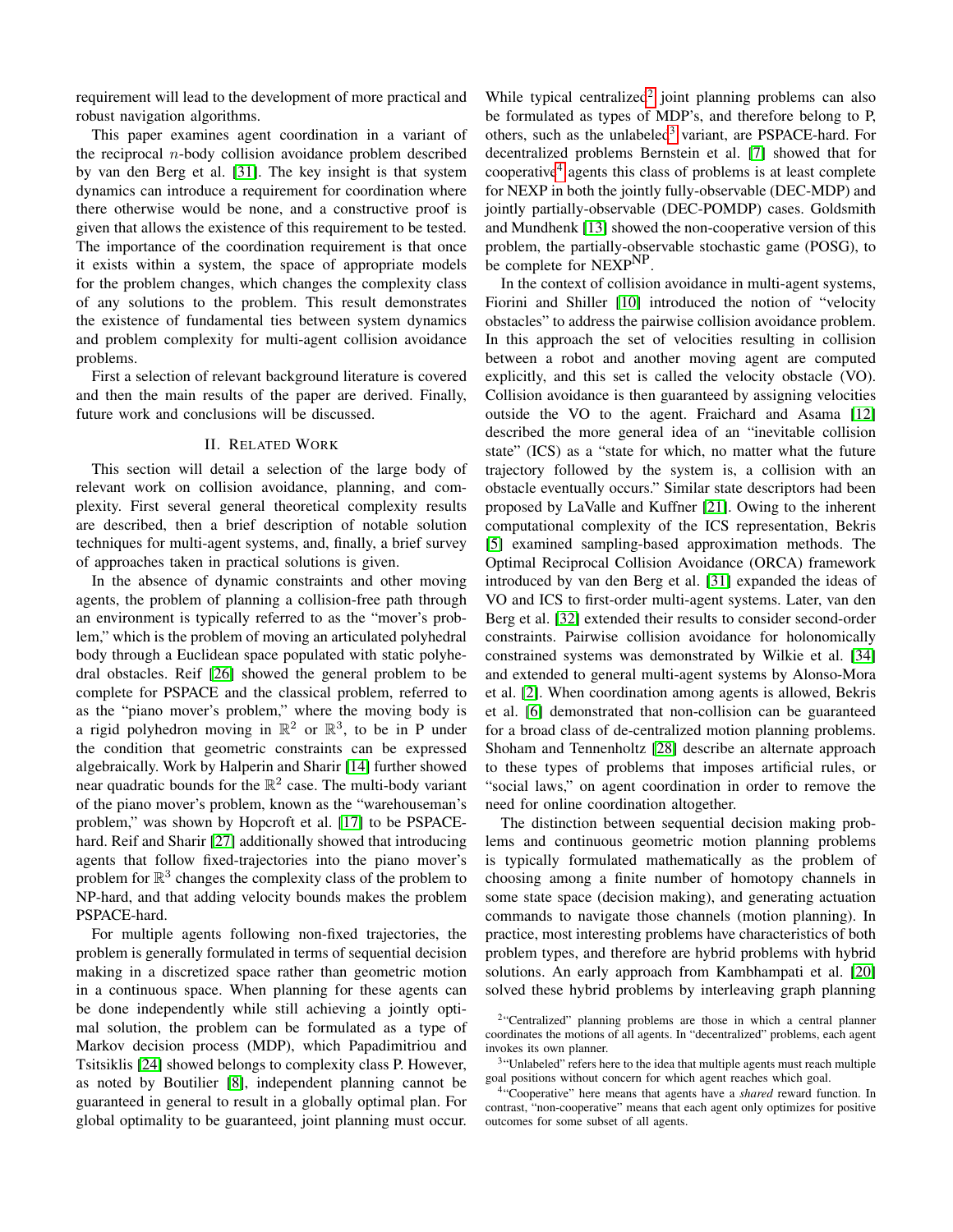requirement will lead to the development of more practical and robust navigation algorithms.

This paper examines agent coordination in a variant of the reciprocal $n$-body collision avoidance problem described by van den Berg et al. [31]. The key insight is that system dynamics can introduce a requirement for coordination where there otherwise would be none, and a constructive proof is given that allows the existence of this requirement to be tested. The importance of the coordination requirement is that once it exists within a system, the space of appropriate models for the problem changes, which changes the complexity class of any solutions to the problem. This result demonstrates the existence of fundamental ties between system dynamics and problem complexity for multi-agent collision avoidance problems.

First a selection of relevant background literature is covered and then the main results of the paper are derived. Finally, future work and conclusions will be discussed.

## II. Related Work

This section will detail a selection of the large body of relevant work on collision avoidance, planning, and complexity. First several general theoretical complexity results are described, then a brief description of notable solution techniques for multi-agent systems, and, finally, a brief survey of approaches taken in practical solutions is given.

In the absence of dynamic constraints and other moving agents, the problem of planning a collision-free path through an environment is typically referred to as the "mover's problem," which is the problem of moving an articulated polyhedral body through a Euclidean space populated with static polyhedral obstacles. Reif [26] showed the general problem to be complete for PSPACE and the classical problem, referred to as the "piano mover's problem," where the moving body is a rigid polyhedron moving in $\mathbb{R}^2$ or $\mathbb{R}^3$, to be in P under the condition that geometric constraints can be expressed algebraically. Work by Halperin and Sharir [14] further showed near quadratic bounds for the $\mathbb{R}^2$ case. The multi-body variant of the piano mover's problem, known as the "warehouseman's problem," was shown by Hopcroft et al. [17] to be PSPACE-hard. Reif and Sharir [27] additionally showed that introducing agents that follow fixed-trajectories into the piano mover's problem for $\mathbb{R}^3$ changes the complexity class of the problem to NP-hard, and that adding velocity bounds makes the problem PSPACE-hard.

For multiple agents following non-fixed trajectories, the problem is generally formulated in terms of sequential decision making in a discretized space rather than geometric motion in a continuous space. When planning for these agents can be done independently while still achieving a jointly optimal solution, the problem can be formulated as a type of Markov decision process (MDP), which Papadimitriou and Tsitsiklis [24] showed belongs to complexity class P. However, as noted by Boutilier [8], independent planning cannot be guaranteed in general to result in a globally optimal plan. For global optimality to be guaranteed, joint planning must occur. While typical centralized[2] joint planning problems can also be formulated as types of MDP's, and therefore belong to P, others, such as the unlabeled[3] variant, are PSPACE-hard. For decentralized problems Bernstein et al. [7] showed that for cooperative[4] agents this class of problems is at least complete for NEXP in both the jointly fully-observable (DEC-MDP) and jointly partially-observable (DEC-POMDP) cases. Goldsmith and Mundhenk [13] showed the non-cooperative version of this problem, the partially-observable stochastic game (POSG), to be complete for $\text{NEXP}^{\text{NP}}$.

In the context of collision avoidance in multi-agent systems, Fiorini and Shiller [10] introduced the notion of "velocity obstacles" to address the pairwise collision avoidance problem. In this approach the set of velocities resulting in collision between a robot and another moving agent are computed explicitly, and this set is called the velocity obstacle (VO). Collision avoidance is then guaranteed by assigning velocities outside the VO to the agent. Fraichard and Asama [12] described the more general idea of an "inevitable collision state" (ICS) as a "state for which, no matter what the future trajectory followed by the system is, a collision with an obstacle eventually occurs." Similar state descriptors had been proposed by LaValle and Kuffner [21]. Owing to the inherent computational complexity of the ICS representation, Bekris [5] examined sampling-based approximation methods. The Optimal Reciprocal Collision Avoidance (ORCA) framework introduced by van den Berg et al. [31] expanded the ideas of VO and ICS to first-order multi-agent systems. Later, van den Berg et al. [32] extended their results to consider second-order constraints. Pairwise collision avoidance for holonomically constrained systems was demonstrated by Wilkie et al. [34] and extended to general multi-agent systems by Alonso-Mora et al. [2]. When coordination among agents is allowed, Bekris et al. [6] demonstrated that non-collision can be guaranteed for a broad class of de-centralized motion planning problems. Shoham and Tennenholtz [28] describe an alternate approach to these types of problems that imposes artificial rules, or "social laws," on agent coordination in order to remove the need for online coordination altogether.

The distinction between sequential decision making problems and continuous geometric motion planning problems is typically formulated mathematically as the problem of choosing among a finite number of homotopy channels in some state space (decision making), and generating actuation commands to navigate those channels (motion planning). In practice, most interesting problems have characteristics of both problem types, and therefore are hybrid problems with hybrid solutions. An early approach from Kambhampati et al. [20] solved these hybrid problems by interleaving graph planning

[2] "Centralized" planning problems are those in which a central planner coordinates the motions of all agents. In "decentralized" problems, each agent invokes its own planner.

[3] "Unlabeled" refers here to the idea that multiple agents must reach multiple goal positions without concern for which agent reaches which goal.

[4] "Cooperative" here means that agents have a *shared* reward function. In contrast, "non-cooperative" means that each agent only optimizes for positive outcomes for some subset of all agents.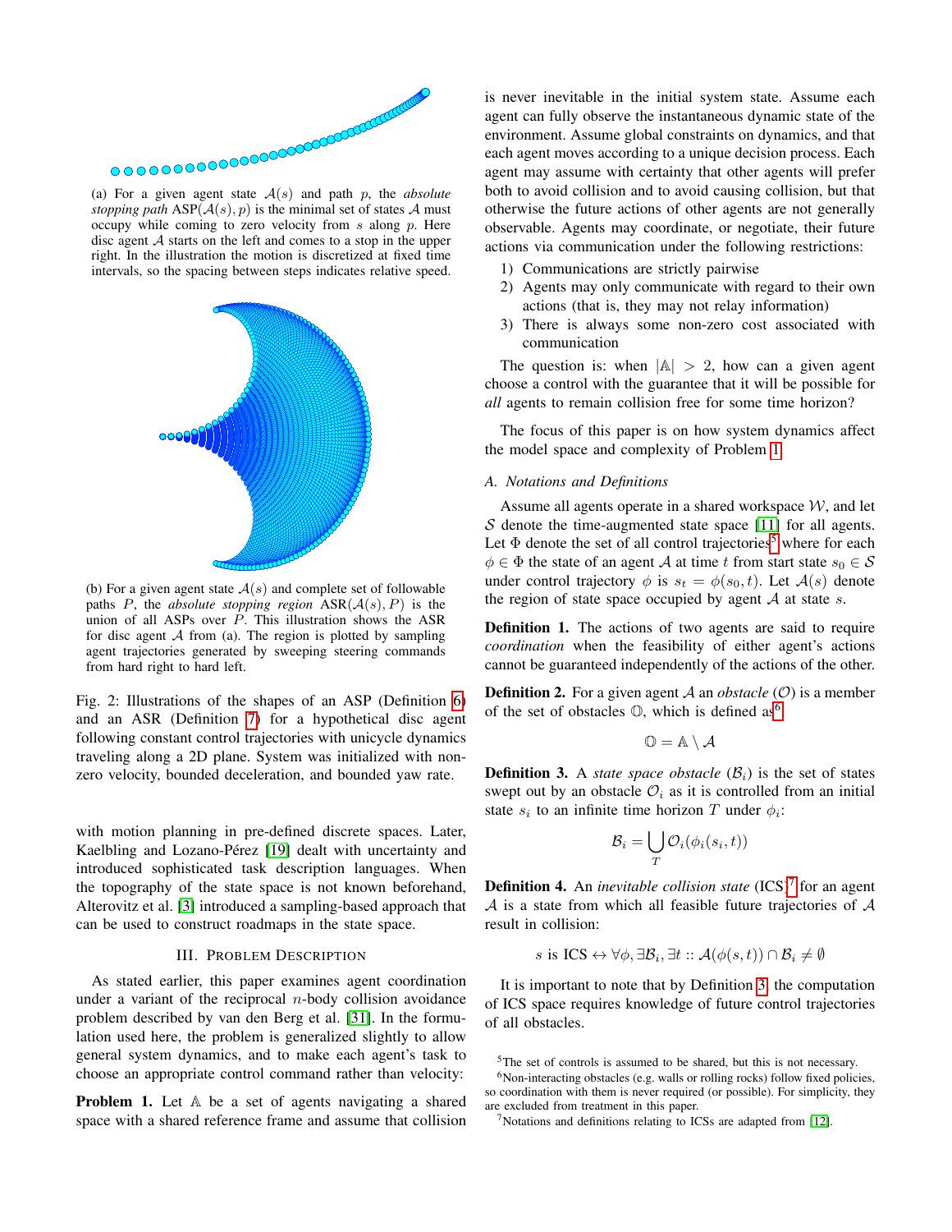(a) For a given agent state $\mathcal{A}(s)$ and path $p$, the *absolute stopping path* $\text{ASP}(\mathcal{A}(s), p)$ is the minimal set of states $\mathcal{A}$ must occupy while coming to zero velocity from $s$ along $p$. Here disc agent $\mathcal{A}$ starts on the left and comes to a stop in the upper right. In the illustration the motion is discretized at fixed time intervals, so the spacing between steps indicates relative speed.

(b) For a given agent state $\mathcal{A}(s)$ and complete set of followable paths $P$, the *absolute stopping region* $\text{ASR}(\mathcal{A}(s), P)$ is the union of all ASPs over $P$. This illustration shows the ASR for disc agent $\mathcal{A}$ from (a). The region is plotted by sampling agent trajectories generated by sweeping steering commands from hard right to hard left.

Fig. 2: Illustrations of the shapes of an ASP (Definition 6) and an ASR (Definition 7) for a hypothetical disc agent following constant control trajectories with unicycle dynamics traveling along a 2D plane. System was initialized with non-zero velocity, bounded deceleration, and bounded yaw rate.

with motion planning in pre-defined discrete spaces. Later, Kaelbling and Lozano-Pérez [19] dealt with uncertainty and introduced sophisticated task description languages. When the topography of the state space is not known beforehand, Alterovitz et al. [3] introduced a sampling-based approach that can be used to construct roadmaps in the state space.

## III. Problem Description

As stated earlier, this paper examines agent coordination under a variant of the reciprocal $n$-body collision avoidance problem described by van den Berg et al. [31]. In the formulation used here, the problem is generalized slightly to allow general system dynamics, and to make each agent's task to choose an appropriate control command rather than velocity:

**Problem 1.** Let $\mathbb{A}$ be a set of agents navigating a shared space with a shared reference frame and assume that collision is never inevitable in the initial system state. Assume each agent can fully observe the instantaneous dynamic state of the environment. Assume global constraints on dynamics, and that each agent moves according to a unique decision process. Each agent may assume with certainty that other agents will prefer both to avoid collision and to avoid causing collision, but that otherwise the future actions of other agents are not generally observable. Agents may coordinate, or negotiate, their future actions via communication under the following restrictions:

1) Communications are strictly pairwise
2) Agents may only communicate with regard to their own actions (that is, they may not relay information)
3) There is always some non-zero cost associated with communication

The question is: when $|\mathbb{A}| > 2$, how can a given agent choose a control with the guarantee that it will be possible for *all* agents to remain collision free for some time horizon?

The focus of this paper is on how system dynamics affect the model space and complexity of Problem 1.

### A. Notations and Definitions

Assume all agents operate in a shared workspace $\mathcal{W}$, and let $\mathcal{S}$ denote the time-augmented state space [11] for all agents. Let $\Phi$ denote the set of all control trajectories[5] where for each $\phi \in \Phi$ the state of an agent $\mathcal{A}$ at time $t$ from start state $s_0 \in \mathcal{S}$ under control trajectory $\phi$ is $s_t = \phi(s_0, t)$. Let $\mathcal{A}(s)$ denote the region of state space occupied by agent $\mathcal{A}$ at state $s$.

**Definition 1.** The actions of two agents are said to require *coordination* when the feasibility of either agent's actions cannot be guaranteed independently of the actions of the other.

**Definition 2.** For a given agent $\mathcal{A}$ an *obstacle* ($\mathcal{O}$) is a member of the set of obstacles $\mathbb{O}$, which is defined as[6]

$$\mathbb{O} = \mathbb{A} \setminus \mathcal{A}$$

**Definition 3.** A *state space obstacle* ($\mathcal{B}_i$) is the set of states swept out by an obstacle $\mathcal{O}_i$ as it is controlled from an initial state $s_i$ to an infinite time horizon $T$ under $\phi_i$:

$$\mathcal{B}_i = \bigcup_T \mathcal{O}_i(\phi_i(s_i, t))$$

**Definition 4.** An *inevitable collision state* (ICS)[7] for an agent $\mathcal{A}$ is a state from which all feasible future trajectories of $\mathcal{A}$ result in collision:

$$s \text{ is ICS} \leftrightarrow \forall \phi, \exists \mathcal{B}_i, \exists t :: \mathcal{A}(\phi(s,t)) \cap \mathcal{B}_i \neq \emptyset$$

It is important to note that by Definition 3, the computation of ICS space requires knowledge of future control trajectories of all obstacles.

[5] The set of controls is assumed to be shared, but this is not necessary.

[6] Non-interacting obstacles (e.g. walls or rolling rocks) follow fixed policies, so coordination with them is never required (or possible). For simplicity, they are excluded from treatment in this paper.

[7] Notations and definitions relating to ICSs are adapted from [12].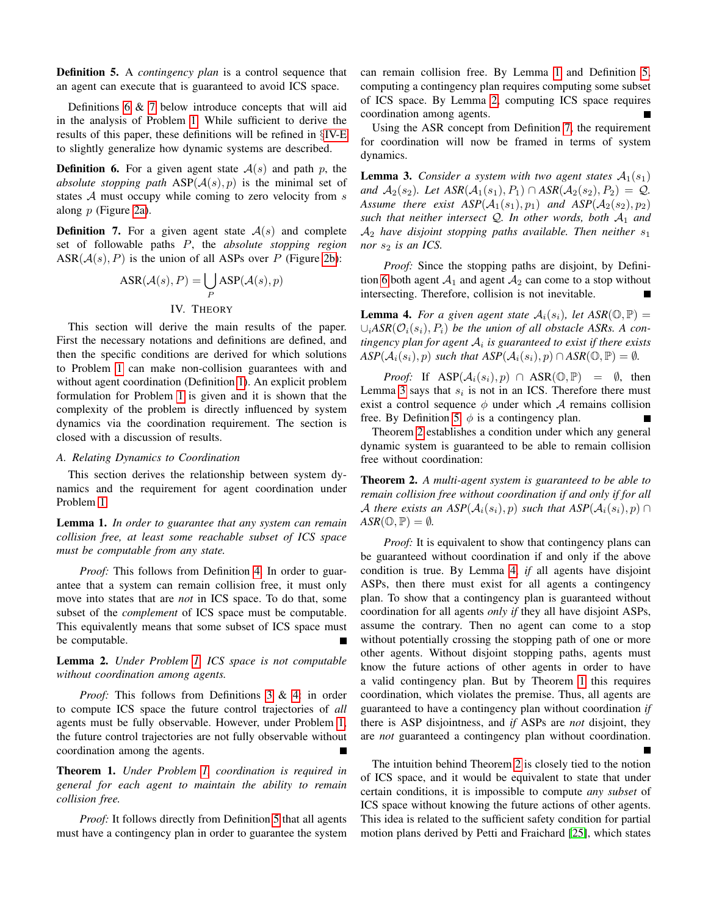**Definition 5.** A *contingency plan* is a control sequence that an agent can execute that is guaranteed to avoid ICS space.

Definitions 6 & 7 below introduce concepts that will aid in the analysis of Problem 1. While sufficient to derive the results of this paper, these definitions will be refined in §IV-E to slightly generalize how dynamic systems are described.

**Definition 6.** For a given agent state $\mathcal{A}(s)$ and path $p$, the *absolute stopping path* $\text{ASP}(\mathcal{A}(s), p)$ is the minimal set of states $\mathcal{A}$ must occupy while coming to zero velocity from $s$ along $p$ (Figure 2a).

**Definition 7.** For a given agent state $\mathcal{A}(s)$ and complete set of followable paths $P$, the *absolute stopping region* $\text{ASR}(\mathcal{A}(s), P)$ is the union of all ASPs over $P$ (Figure 2b):

$$\text{ASR}(\mathcal{A}(s), P) = \bigcup_{P} \text{ASP}(\mathcal{A}(s), p)$$

## IV. Theory

This section will derive the main results of the paper. First the necessary notations and definitions are defined, and then the specific conditions are derived for which solutions to Problem 1 can make non-collision guarantees with and without agent coordination (Definition 1). An explicit problem formulation for Problem 1 is given and it is shown that the complexity of the problem is directly influenced by system dynamics via the coordination requirement. The section is closed with a discussion of results.

### A. Relating Dynamics to Coordination

This section derives the relationship between system dynamics and the requirement for agent coordination under Problem 1.

**Lemma 1.** *In order to guarantee that any system can remain collision free, at least some reachable subset of ICS space must be computable from any state.*

*Proof:* This follows from Definition 4. In order to guarantee that a system can remain collision free, it must only move into states that are *not* in ICS space. To do that, some subset of the *complement* of ICS space must be computable. This equivalently means that some subset of ICS space must be computable. ■

**Lemma 2.** *Under Problem 1, ICS space is not computable without coordination among agents.*

*Proof:* This follows from Definitions 3 & 4: in order to compute ICS space the future control trajectories of *all* agents must be fully observable. However, under Problem 1, the future control trajectories are not fully observable without coordination among the agents. ■

**Theorem 1.** *Under Problem 1, coordination is required in general for each agent to maintain the ability to remain collision free.*

*Proof:* It follows directly from Definition 5 that all agents must have a contingency plan in order to guarantee the system can remain collision free. By Lemma 1 and Definition 5, computing a contingency plan requires computing some subset of ICS space. By Lemma 2, computing ICS space requires coordination among agents. ■

Using the ASR concept from Definition 7, the requirement for coordination will now be framed in terms of system dynamics.

**Lemma 3.** *Consider a system with two agent states $\mathcal{A}_1(s_1)$ and $\mathcal{A}_2(s_2)$. Let $ASR(\mathcal{A}_1(s_1), P_1) \cap ASR(\mathcal{A}_2(s_2), P_2) = \mathcal{Q}$. Assume there exist $ASP(\mathcal{A}_1(s_1), p_1)$ and $ASP(\mathcal{A}_2(s_2), p_2)$ such that neither intersect $\mathcal{Q}$. In other words, both $\mathcal{A}_1$ and $\mathcal{A}_2$ have disjoint stopping paths available. Then neither $s_1$ nor $s_2$ is an ICS.*

*Proof:* Since the stopping paths are disjoint, by Definition 6 both agent $\mathcal{A}_1$ and agent $\mathcal{A}_2$ can come to a stop without intersecting. Therefore, collision is not inevitable. ■

**Lemma 4.** *For a given agent state $\mathcal{A}_i(s_i)$, let $ASR(\mathbb{O}, \mathbb{P}) = \cup_i ASR(\mathcal{O}_i(s_i), P_i)$ be the union of all obstacle ASRs. A contingency plan for agent $\mathcal{A}_i$ is guaranteed to exist if there exists $ASP(\mathcal{A}_i(s_i), p)$ such that $ASP(\mathcal{A}_i(s_i), p) \cap ASR(\mathbb{O}, \mathbb{P}) = \emptyset$.*

*Proof:* If $\text{ASP}(\mathcal{A}_i(s_i), p) \cap \text{ASR}(\mathbb{O}, \mathbb{P}) = \emptyset$, then Lemma 3 says that $s_i$ is not in an ICS. Therefore there must exist a control sequence $\phi$ under which $\mathcal{A}$ remains collision free. By Definition 5, $\phi$ is a contingency plan. ■

Theorem 2 establishes a condition under which any general dynamic system is guaranteed to be able to remain collision free without coordination:

**Theorem 2.** *A multi-agent system is guaranteed to be able to remain collision free without coordination if and only if for all $\mathcal{A}$ there exists an $ASP(\mathcal{A}_i(s_i), p)$ such that $ASP(\mathcal{A}_i(s_i), p) \cap ASR(\mathbb{O}, \mathbb{P}) = \emptyset$.*

*Proof:* It is equivalent to show that contingency plans can be guaranteed without coordination if and only if the above condition is true. By Lemma 4, *if* all agents have disjoint ASPs, then there must exist for all agents a contingency plan. To show that a contingency plan is guaranteed without coordination for all agents *only if* they all have disjoint ASPs, assume the contrary. Then no agent can come to a stop without potentially crossing the stopping path of one or more other agents. Without disjoint stopping paths, agents must know the future actions of other agents in order to have a valid contingency plan. But by Theorem 1 this requires coordination, which violates the premise. Thus, all agents are guaranteed to have a contingency plan without coordination *if* there is ASP disjointness, and *if* ASPs are *not* disjoint, they are *not* guaranteed a contingency plan without coordination. ■

The intuition behind Theorem 2 is closely tied to the notion of ICS space, and it would be equivalent to state that under certain conditions, it is impossible to compute *any subset* of ICS space without knowing the future actions of other agents. This idea is related to the sufficient safety condition for partial motion plans derived by Petti and Fraichard [25], which states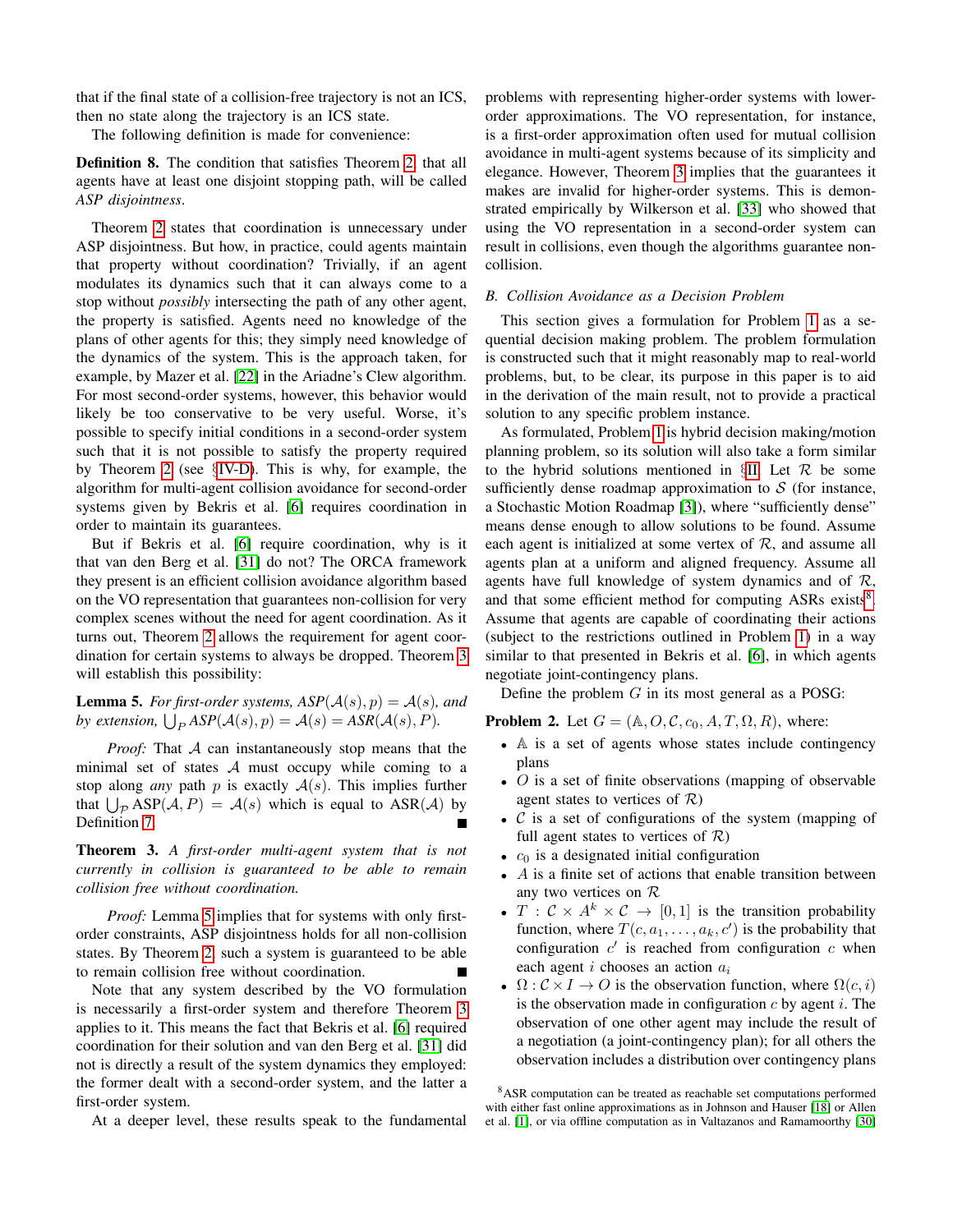that if the final state of a collision-free trajectory is not an ICS, then no state along the trajectory is an ICS state.

The following definition is made for convenience:

**Definition 8.** The condition that satisfies Theorem 2, that all agents have at least one disjoint stopping path, will be called *ASP disjointness*.

Theorem 2 states that coordination is unnecessary under ASP disjointness. But how, in practice, could agents maintain that property without coordination? Trivially, if an agent modulates its dynamics such that it can always come to a stop without *possibly* intersecting the path of any other agent, the property is satisfied. Agents need no knowledge of the plans of other agents for this; they simply need knowledge of the dynamics of the system. This is the approach taken, for example, by Mazer et al. [22] in the Ariadne's Clew algorithm. For most second-order systems, however, this behavior would likely be too conservative to be very useful. Worse, it's possible to specify initial conditions in a second-order system such that it is not possible to satisfy the property required by Theorem 2 (see §IV-D). This is why, for example, the algorithm for multi-agent collision avoidance for second-order systems given by Bekris et al. [6] requires coordination in order to maintain its guarantees.

But if Bekris et al. [6] require coordination, why is it that van den Berg et al. [31] do not? The ORCA framework they present is an efficient collision avoidance algorithm based on the VO representation that guarantees non-collision for very complex scenes without the need for agent coordination. As it turns out, Theorem 2 allows the requirement for agent coordination for certain systems to always be dropped. Theorem 3 will establish this possibility:

**Lemma 5.** *For first-order systems,* $ASP(\mathcal{A}(s), p) = \mathcal{A}(s)$*, and by extension,* $\bigcup_P ASP(\mathcal{A}(s), p) = \mathcal{A}(s) = ASR(\mathcal{A}(s), P)$*.*

*Proof:* That $\mathcal{A}$ can instantaneously stop means that the minimal set of states $\mathcal{A}$ must occupy while coming to a stop along *any* path $p$ is exactly $\mathcal{A}(s)$. This implies further that $\bigcup_{\mathcal{P}} \text{ASP}(\mathcal{A}, P) = \mathcal{A}(s)$ which is equal to $\text{ASR}(\mathcal{A})$ by Definition 7. ∎

**Theorem 3.** *A first-order multi-agent system that is not currently in collision is guaranteed to be able to remain collision free without coordination.*

*Proof:* Lemma 5 implies that for systems with only first-order constraints, ASP disjointness holds for all non-collision states. By Theorem 2, such a system is guaranteed to be able to remain collision free without coordination. ∎

Note that any system described by the VO formulation is necessarily a first-order system and therefore Theorem 3 applies to it. This means the fact that Bekris et al. [6] required coordination for their solution and van den Berg et al. [31] did not is directly a result of the system dynamics they employed: the former dealt with a second-order system, and the latter a first-order system.

At a deeper level, these results speak to the fundamental problems with representing higher-order systems with lower-order approximations. The VO representation, for instance, is a first-order approximation often used for mutual collision avoidance in multi-agent systems because of its simplicity and elegance. However, Theorem 3 implies that the guarantees it makes are invalid for higher-order systems. This is demonstrated empirically by Wilkerson et al. [33] who showed that using the VO representation in a second-order system can result in collisions, even though the algorithms guarantee non-collision.

### B. Collision Avoidance as a Decision Problem

This section gives a formulation for Problem 1 as a sequential decision making problem. The problem formulation is constructed such that it might reasonably map to real-world problems, but, to be clear, its purpose in this paper is to aid in the derivation of the main result, not to provide a practical solution to any specific problem instance.

As formulated, Problem 1 is hybrid decision making/motion planning problem, so its solution will also take a form similar to the hybrid solutions mentioned in §II. Let $\mathcal{R}$ be some sufficiently dense roadmap approximation to $\mathcal{S}$ (for instance, a Stochastic Motion Roadmap [3]), where "sufficiently dense" means dense enough to allow solutions to be found. Assume each agent is initialized at some vertex of $\mathcal{R}$, and assume all agents plan at a uniform and aligned frequency. Assume all agents have full knowledge of system dynamics and of $\mathcal{R}$, and that some efficient method for computing ASRs exists[8]. Assume that agents are capable of coordinating their actions (subject to the restrictions outlined in Problem 1) in a way similar to that presented in Bekris et al. [6], in which agents negotiate joint-contingency plans.

Define the problem $G$ in its most general as a POSG:

**Problem 2.** Let $G = (\mathbb{A}, O, \mathcal{C}, c_0, A, T, \Omega, R)$, where:

- $\mathbb{A}$ is a set of agents whose states include contingency plans
- $O$ is a set of finite observations (mapping of observable agent states to vertices of $\mathcal{R}$)
- $\mathcal{C}$ is a set of configurations of the system (mapping of full agent states to vertices of $\mathcal{R}$)
- $c_0$ is a designated initial configuration
- $A$ is a finite set of actions that enable transition between any two vertices on $\mathcal{R}$
- $T : \mathcal{C} \times A^k \times \mathcal{C} \to [0, 1]$ is the transition probability function, where $T(c, a_1, \ldots, a_k, c')$ is the probability that configuration $c'$ is reached from configuration $c$ when each agent $i$ chooses an action $a_i$
- $\Omega : \mathcal{C} \times I \to O$ is the observation function, where $\Omega(c, i)$ is the observation made in configuration $c$ by agent $i$. The observation of one other agent may include the result of a negotiation (a joint-contingency plan); for all others the observation includes a distribution over contingency plans

[8] ASR computation can be treated as reachable set computations performed with either fast online approximations as in Johnson and Hauser [18] or Allen et al. [1], or via offline computation as in Valtazanos and Ramamoorthy [30]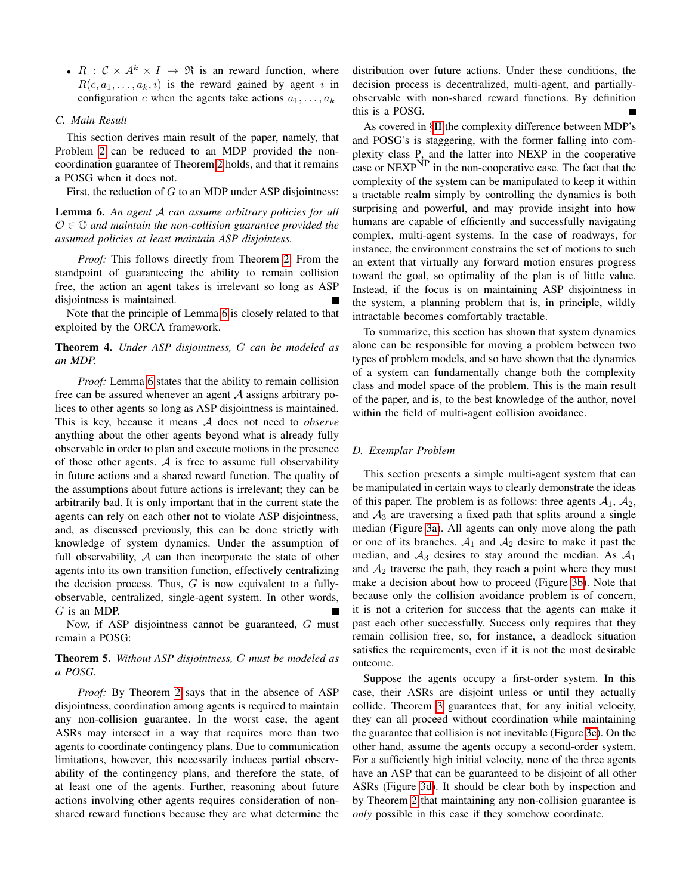- $R : \mathcal{C} \times A^k \times I \to \Re$ is an reward function, where $R(c, a_1, \ldots, a_k, i)$ is the reward gained by agent $i$ in configuration $c$ when the agents take actions $a_1, \ldots, a_k$

### C. Main Result

This section derives main result of the paper, namely, that Problem 2 can be reduced to an MDP provided the non-coordination guarantee of Theorem 2 holds, and that it remains a POSG when it does not.

First, the reduction of $G$ to an MDP under ASP disjointness:

**Lemma 6.** *An agent $\mathcal{A}$ can assume arbitrary policies for all $\mathcal{O} \in \mathbb{O}$ and maintain the non-collision guarantee provided the assumed policies at least maintain ASP disjointess.*

*Proof:* This follows directly from Theorem 2. From the standpoint of guaranteeing the ability to remain collision free, the action an agent takes is irrelevant so long as ASP disjointness is maintained. ■

Note that the principle of Lemma 6 is closely related to that exploited by the ORCA framework.

**Theorem 4.** *Under ASP disjointness, $G$ can be modeled as an MDP.*

*Proof:* Lemma 6 states that the ability to remain collision free can be assured whenever an agent $\mathcal{A}$ assigns arbitrary polices to other agents so long as ASP disjointness is maintained. This is key, because it means $\mathcal{A}$ does not need to *observe* anything about the other agents beyond what is already fully observable in order to plan and execute motions in the presence of those other agents. $\mathcal{A}$ is free to assume full observability in future actions and a shared reward function. The quality of the assumptions about future actions is irrelevant; they can be arbitrarily bad. It is only important that in the current state the agents can rely on each other not to violate ASP disjointness, and, as discussed previously, this can be done strictly with knowledge of system dynamics. Under the assumption of full observability, $\mathcal{A}$ can then incorporate the state of other agents into its own transition function, effectively centralizing the decision process. Thus, $G$ is now equivalent to a fully-observable, centralized, single-agent system. In other words, $G$ is an MDP. ■

Now, if ASP disjointness cannot be guaranteed, $G$ must remain a POSG:

**Theorem 5.** *Without ASP disjointness, $G$ must be modeled as a POSG.*

*Proof:* By Theorem 2 says that in the absence of ASP disjointness, coordination among agents is required to maintain any non-collision guarantee. In the worst case, the agent ASRs may intersect in a way that requires more than two agents to coordinate contingency plans. Due to communication limitations, however, this necessarily induces partial observability of the contingency plans, and therefore the state, of at least one of the agents. Further, reasoning about future actions involving other agents requires consideration of non-shared reward functions because they are what determine the distribution over future actions. Under these conditions, the decision process is decentralized, multi-agent, and partially-observable with non-shared reward functions. By definition this is a POSG. ■

As covered in §II the complexity difference between MDP's and POSG's is staggering, with the former falling into complexity class P, and the latter into NEXP in the cooperative case or NEXP$^{\text{NP}}$ in the non-cooperative case. The fact that the complexity of the system can be manipulated to keep it within a tractable realm simply by controlling the dynamics is both surprising and powerful, and may provide insight into how humans are capable of efficiently and successfully navigating complex, multi-agent systems. In the case of roadways, for instance, the environment constrains the set of motions to such an extent that virtually any forward motion ensures progress toward the goal, so optimality of the plan is of little value. Instead, if the focus is on maintaining ASP disjointness in the system, a planning problem that is, in principle, wildly intractable becomes comfortably tractable.

To summarize, this section has shown that system dynamics alone can be responsible for moving a problem between two types of problem models, and so have shown that the dynamics of a system can fundamentally change both the complexity class and model space of the problem. This is the main result of the paper, and is, to the best knowledge of the author, novel within the field of multi-agent collision avoidance.

### D. Exemplar Problem

This section presents a simple multi-agent system that can be manipulated in certain ways to clearly demonstrate the ideas of this paper. The problem is as follows: three agents $\mathcal{A}_1$, $\mathcal{A}_2$, and $\mathcal{A}_3$ are traversing a fixed path that splits around a single median (Figure 3a). All agents can only move along the path or one of its branches. $\mathcal{A}_1$ and $\mathcal{A}_2$ desire to make it past the median, and $\mathcal{A}_3$ desires to stay around the median. As $\mathcal{A}_1$ and $\mathcal{A}_2$ traverse the path, they reach a point where they must make a decision about how to proceed (Figure 3b). Note that because only the collision avoidance problem is of concern, it is not a criterion for success that the agents can make it past each other successfully. Success only requires that they remain collision free, so, for instance, a deadlock situation satisfies the requirements, even if it is not the most desirable outcome.

Suppose the agents occupy a first-order system. In this case, their ASRs are disjoint unless or until they actually collide. Theorem 3 guarantees that, for any initial velocity, they can all proceed without coordination while maintaining the guarantee that collision is not inevitable (Figure 3c). On the other hand, assume the agents occupy a second-order system. For a sufficiently high initial velocity, none of the three agents have an ASP that can be guaranteed to be disjoint of all other ASRs (Figure 3d). It should be clear both by inspection and by Theorem 2 that maintaining any non-collision guarantee is *only* possible in this case if they somehow coordinate.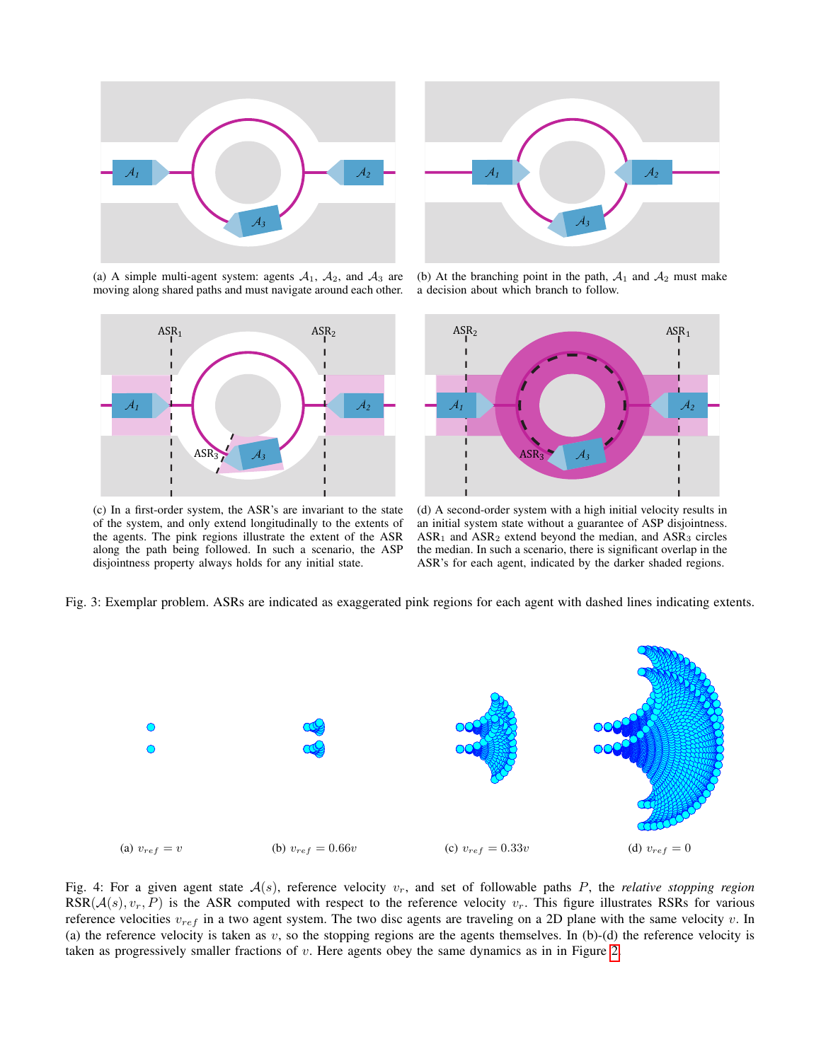(a) A simple multi-agent system: agents $\mathcal{A}_1$, $\mathcal{A}_2$, and $\mathcal{A}_3$ are moving along shared paths and must navigate around each other.

(b) At the branching point in the path, $\mathcal{A}_1$ and $\mathcal{A}_2$ must make a decision about which branch to follow.

(c) In a first-order system, the ASR's are invariant to the state of the system, and only extend longitudinally to the extents of the agents. The pink regions illustrate the extent of the ASR along the path being followed. In such a scenario, the ASP disjointness property always holds for any initial state.

(d) A second-order system with a high initial velocity results in an initial system state without a guarantee of ASP disjointness. $\text{ASR}_1$ and $\text{ASR}_2$ extend beyond the median, and $\text{ASR}_3$ circles the median. In such a scenario, there is significant overlap in the ASR's for each agent, indicated by the darker shaded regions.

Fig. 3: Exemplar problem. ASRs are indicated as exaggerated pink regions for each agent with dashed lines indicating extents.

(a) $v_{ref} = v$ (b) $v_{ref} = 0.66v$ (c) $v_{ref} = 0.33v$ (d) $v_{ref} = 0$

Fig. 4: For a given agent state $\mathcal{A}(s)$, reference velocity $v_r$, and set of followable paths $P$, the *relative stopping region* $\text{RSR}(\mathcal{A}(s), v_r, P)$ is the ASR computed with respect to the reference velocity $v_r$. This figure illustrates RSRs for various reference velocities $v_{ref}$ in a two agent system. The two disc agents are traveling on a 2D plane with the same velocity $v$. In (a) the reference velocity is taken as $v$, so the stopping regions are the agents themselves. In (b)-(d) the reference velocity is taken as progressively smaller fractions of $v$. Here agents obey the same dynamics as in in Figure 2.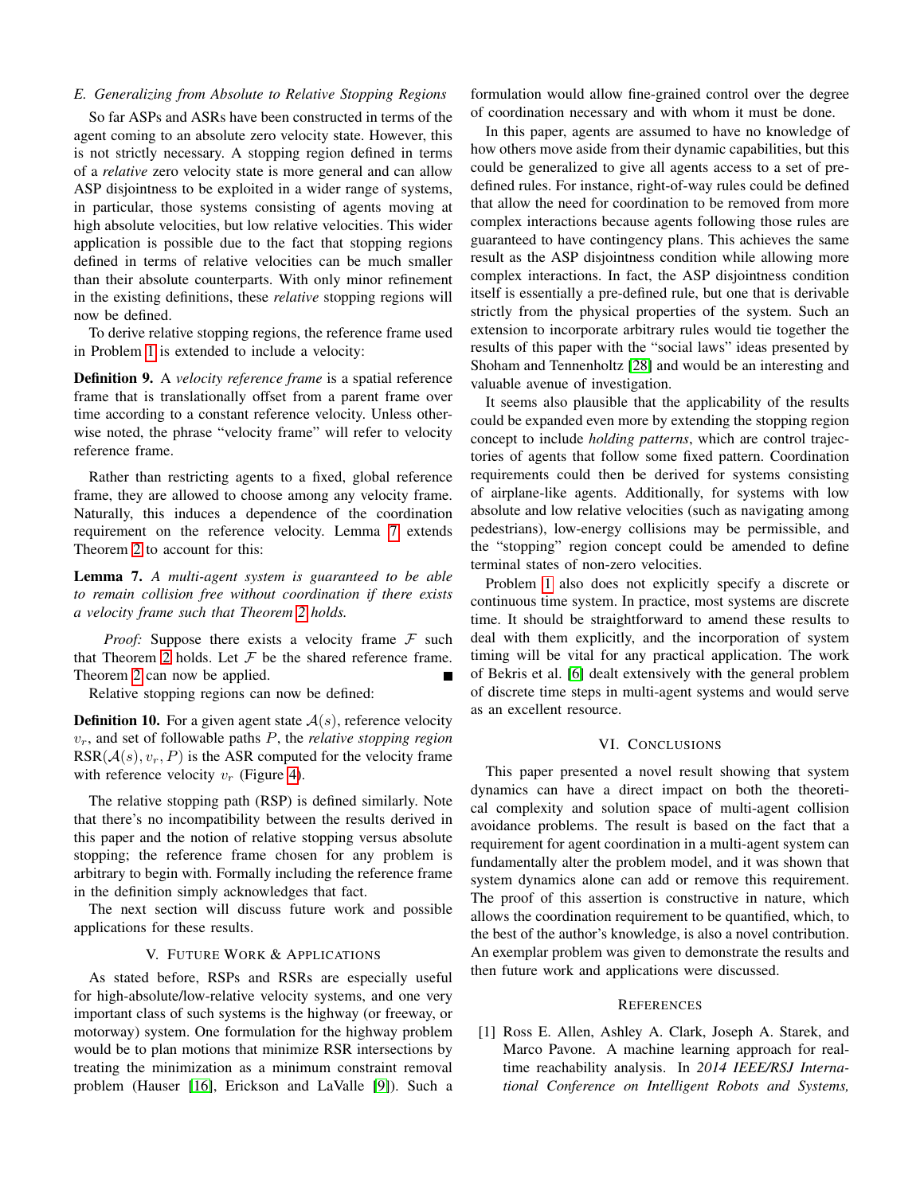### E. Generalizing from Absolute to Relative Stopping Regions

So far ASPs and ASRs have been constructed in terms of the agent coming to an absolute zero velocity state. However, this is not strictly necessary. A stopping region defined in terms of a *relative* zero velocity state is more general and can allow ASP disjointness to be exploited in a wider range of systems, in particular, those systems consisting of agents moving at high absolute velocities, but low relative velocities. This wider application is possible due to the fact that stopping regions defined in terms of relative velocities can be much smaller than their absolute counterparts. With only minor refinement in the existing definitions, these *relative* stopping regions will now be defined.

To derive relative stopping regions, the reference frame used in Problem 1 is extended to include a velocity:

**Definition 9.** A *velocity reference frame* is a spatial reference frame that is translationally offset from a parent frame over time according to a constant reference velocity. Unless otherwise noted, the phrase "velocity frame" will refer to velocity reference frame.

Rather than restricting agents to a fixed, global reference frame, they are allowed to choose among any velocity frame. Naturally, this induces a dependence of the coordination requirement on the reference velocity. Lemma 7 extends Theorem 2 to account for this:

**Lemma 7.** *A multi-agent system is guaranteed to be able to remain collision free without coordination if there exists a velocity frame such that Theorem 2 holds.*

*Proof:* Suppose there exists a velocity frame $\mathcal{F}$ such that Theorem 2 holds. Let $\mathcal{F}$ be the shared reference frame. Theorem 2 can now be applied. ∎

Relative stopping regions can now be defined:

**Definition 10.** For a given agent state $\mathcal{A}(s)$, reference velocity $v_r$, and set of followable paths $P$, the *relative stopping region* $\text{RSR}(\mathcal{A}(s), v_r, P)$ is the ASR computed for the velocity frame with reference velocity $v_r$ (Figure 4).

The relative stopping path (RSP) is defined similarly. Note that there's no incompatibility between the results derived in this paper and the notion of relative stopping versus absolute stopping; the reference frame chosen for any problem is arbitrary to begin with. Formally including the reference frame in the definition simply acknowledges that fact.

The next section will discuss future work and possible applications for these results.

## V. Future Work & Applications

As stated before, RSPs and RSRs are especially useful for high-absolute/low-relative velocity systems, and one very important class of such systems is the highway (or freeway, or motorway) system. One formulation for the highway problem would be to plan motions that minimize RSR intersections by treating the minimization as a minimum constraint removal problem (Hauser [16], Erickson and LaValle [9]). Such a formulation would allow fine-grained control over the degree of coordination necessary and with whom it must be done.

In this paper, agents are assumed to have no knowledge of how others move aside from their dynamic capabilities, but this could be generalized to give all agents access to a set of pre-defined rules. For instance, right-of-way rules could be defined that allow the need for coordination to be removed from more complex interactions because agents following those rules are guaranteed to have contingency plans. This achieves the same result as the ASP disjointness condition while allowing more complex interactions. In fact, the ASP disjointness condition itself is essentially a pre-defined rule, but one that is derivable strictly from the physical properties of the system. Such an extension to incorporate arbitrary rules would tie together the results of this paper with the "social laws" ideas presented by Shoham and Tennenholtz [28] and would be an interesting and valuable avenue of investigation.

It seems also plausible that the applicability of the results could be expanded even more by extending the stopping region concept to include *holding patterns*, which are control trajectories of agents that follow some fixed pattern. Coordination requirements could then be derived for systems consisting of airplane-like agents. Additionally, for systems with low absolute and low relative velocities (such as navigating among pedestrians), low-energy collisions may be permissible, and the "stopping" region concept could be amended to define terminal states of non-zero velocities.

Problem 1 also does not explicitly specify a discrete or continuous time system. In practice, most systems are discrete time. It should be straightforward to amend these results to deal with them explicitly, and the incorporation of system timing will be vital for any practical application. The work of Bekris et al. [6] dealt extensively with the general problem of discrete time steps in multi-agent systems and would serve as an excellent resource.

## VI. Conclusions

This paper presented a novel result showing that system dynamics can have a direct impact on both the theoretical complexity and solution space of multi-agent collision avoidance problems. The result is based on the fact that a requirement for agent coordination in a multi-agent system can fundamentally alter the problem model, and it was shown that system dynamics alone can add or remove this requirement. The proof of this assertion is constructive in nature, which allows the coordination requirement to be quantified, which, to the best of the author's knowledge, is also a novel contribution. An exemplar problem was given to demonstrate the results and then future work and applications were discussed.

## References

[1] Ross E. Allen, Ashley A. Clark, Joseph A. Starek, and Marco Pavone. A machine learning approach for real-time reachability analysis. In *2014 IEEE/RSJ International Conference on Intelligent Robots and Systems,*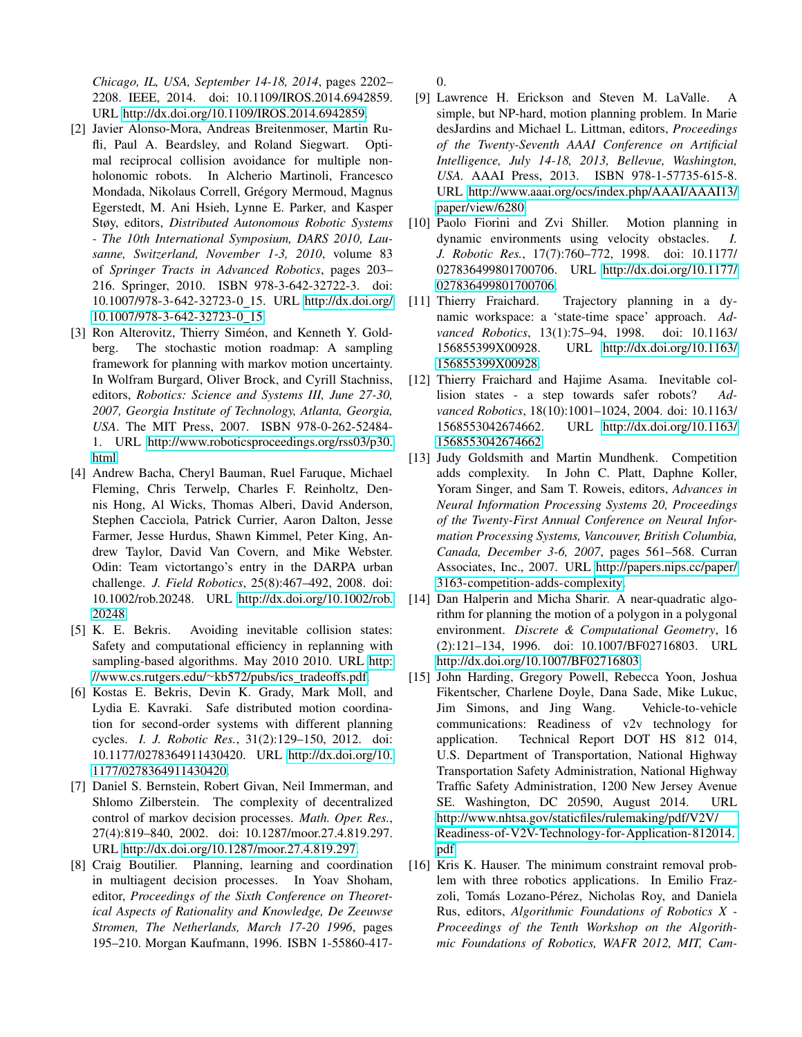*Chicago, IL, USA, September 14-18, 2014*, pages 2202–2208. IEEE, 2014. doi: 10.1109/IROS.2014.6942859. URL http://dx.doi.org/10.1109/IROS.2014.6942859.

[2] Javier Alonso-Mora, Andreas Breitenmoser, Martin Rufli, Paul A. Beardsley, and Roland Siegwart. Optimal reciprocal collision avoidance for multiple non-holonomic robots. In Alcherio Martinoli, Francesco Mondada, Nikolaus Correll, Grégory Mermoud, Magnus Egerstedt, M. Ani Hsieh, Lynne E. Parker, and Kasper Støy, editors, *Distributed Autonomous Robotic Systems - The 10th International Symposium, DARS 2010, Lausanne, Switzerland, November 1-3, 2010*, volume 83 of *Springer Tracts in Advanced Robotics*, pages 203–216. Springer, 2010. ISBN 978-3-642-32722-3. doi: 10.1007/978-3-642-32723-0_15. URL http://dx.doi.org/10.1007/978-3-642-32723-0_15.

[3] Ron Alterovitz, Thierry Siméon, and Kenneth Y. Goldberg. The stochastic motion roadmap: A sampling framework for planning with markov motion uncertainty. In Wolfram Burgard, Oliver Brock, and Cyrill Stachniss, editors, *Robotics: Science and Systems III, June 27-30, 2007, Georgia Institute of Technology, Atlanta, Georgia, USA*. The MIT Press, 2007. ISBN 978-0-262-52484-1. URL http://www.roboticsproceedings.org/rss03/p30.html.

[4] Andrew Bacha, Cheryl Bauman, Ruel Faruque, Michael Fleming, Chris Terwelp, Charles F. Reinholtz, Dennis Hong, Al Wicks, Thomas Alberi, David Anderson, Stephen Cacciola, Patrick Currier, Aaron Dalton, Jesse Farmer, Jesse Hurdus, Shawn Kimmel, Peter King, Andrew Taylor, David Van Covern, and Mike Webster. Odin: Team victortango's entry in the DARPA urban challenge. *J. Field Robotics*, 25(8):467–492, 2008. doi: 10.1002/rob.20248. URL http://dx.doi.org/10.1002/rob.20248.

[5] K. E. Bekris. Avoiding inevitable collision states: Safety and computational efficiency in replanning with sampling-based algorithms. May 2010 2010. URL http://www.cs.rutgers.edu/~kb572/pubs/ics_tradeoffs.pdf.

[6] Kostas E. Bekris, Devin K. Grady, Mark Moll, and Lydia E. Kavraki. Safe distributed motion coordination for second-order systems with different planning cycles. *I. J. Robotic Res.*, 31(2):129–150, 2012. doi: 10.1177/0278364911430420. URL http://dx.doi.org/10.1177/0278364911430420.

[7] Daniel S. Bernstein, Robert Givan, Neil Immerman, and Shlomo Zilberstein. The complexity of decentralized control of markov decision processes. *Math. Oper. Res.*, 27(4):819–840, 2002. doi: 10.1287/moor.27.4.819.297. URL http://dx.doi.org/10.1287/moor.27.4.819.297.

[8] Craig Boutilier. Planning, learning and coordination in multiagent decision processes. In Yoav Shoham, editor, *Proceedings of the Sixth Conference on Theoretical Aspects of Rationality and Knowledge, De Zeeuwse Stromen, The Netherlands, March 17-20 1996*, pages 195–210. Morgan Kaufmann, 1996. ISBN 1-55860-417-0.

[9] Lawrence H. Erickson and Steven M. LaValle. A simple, but NP-hard, motion planning problem. In Marie desJardins and Michael L. Littman, editors, *Proceedings of the Twenty-Seventh AAAI Conference on Artificial Intelligence, July 14-18, 2013, Bellevue, Washington, USA*. AAAI Press, 2013. ISBN 978-1-57735-615-8. URL http://www.aaai.org/ocs/index.php/AAAI/AAAI13/paper/view/6280.

[10] Paolo Fiorini and Zvi Shiller. Motion planning in dynamic environments using velocity obstacles. *I. J. Robotic Res.*, 17(7):760–772, 1998. doi: 10.1177/027836499801700706. URL http://dx.doi.org/10.1177/027836499801700706.

[11] Thierry Fraichard. Trajectory planning in a dynamic workspace: a 'state-time space' approach. *Advanced Robotics*, 13(1):75–94, 1998. doi: 10.1163/156855399X00928. URL http://dx.doi.org/10.1163/156855399X00928.

[12] Thierry Fraichard and Hajime Asama. Inevitable collision states - a step towards safer robots? *Advanced Robotics*, 18(10):1001–1024, 2004. doi: 10.1163/1568553042674662. URL http://dx.doi.org/10.1163/1568553042674662.

[13] Judy Goldsmith and Martin Mundhenk. Competition adds complexity. In John C. Platt, Daphne Koller, Yoram Singer, and Sam T. Roweis, editors, *Advances in Neural Information Processing Systems 20, Proceedings of the Twenty-First Annual Conference on Neural Information Processing Systems, Vancouver, British Columbia, Canada, December 3-6, 2007*, pages 561–568. Curran Associates, Inc., 2007. URL http://papers.nips.cc/paper/3163-competition-adds-complexity.

[14] Dan Halperin and Micha Sharir. A near-quadratic algorithm for planning the motion of a polygon in a polygonal environment. *Discrete & Computational Geometry*, 16(2):121–134, 1996. doi: 10.1007/BF02716803. URL http://dx.doi.org/10.1007/BF02716803.

[15] John Harding, Gregory Powell, Rebecca Yoon, Joshua Fikentscher, Charlene Doyle, Dana Sade, Mike Lukuc, Jim Simons, and Jing Wang. Vehicle-to-vehicle communications: Readiness of v2v technology for application. Technical Report DOT HS 812 014, U.S. Department of Transportation, National Highway Transportation Safety Administration, National Highway Traffic Safety Administration, 1200 New Jersey Avenue SE. Washington, DC 20590, August 2014. URL http://www.nhtsa.gov/staticfiles/rulemaking/pdf/V2V/Readiness-of-V2V-Technology-for-Application-812014.pdf.

[16] Kris K. Hauser. The minimum constraint removal problem with three robotics applications. In Emilio Frazzoli, Tomás Lozano-Pérez, Nicholas Roy, and Daniela Rus, editors, *Algorithmic Foundations of Robotics X - Proceedings of the Tenth Workshop on the Algorithmic Foundations of Robotics, WAFR 2012, MIT, Cam-*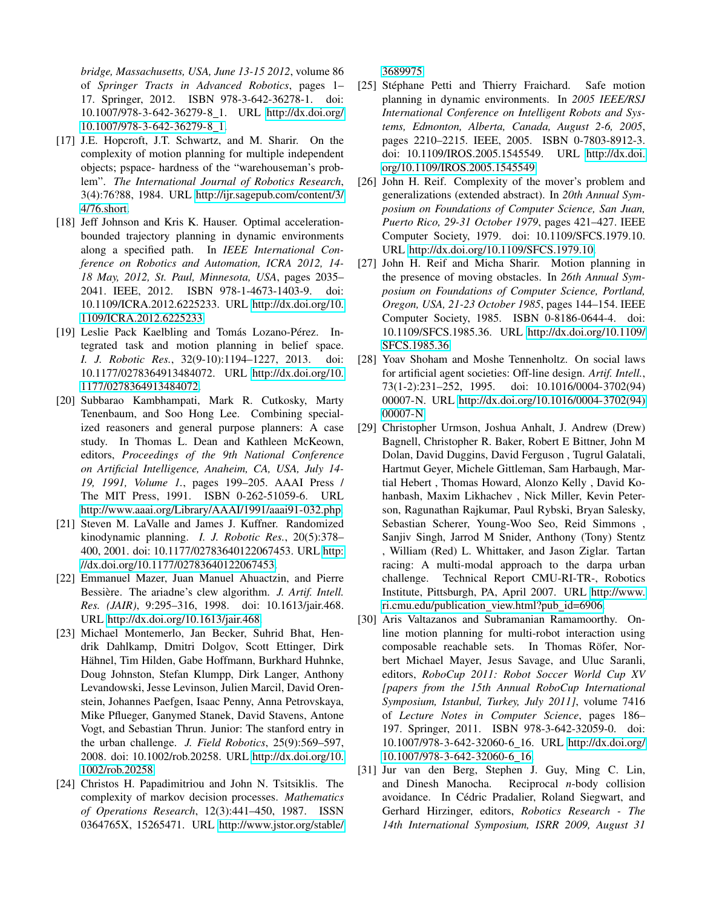*bridge, Massachusetts, USA, June 13-15 2012*, volume 86 of *Springer Tracts in Advanced Robotics*, pages 1–17. Springer, 2012. ISBN 978-3-642-36278-1. doi: 10.1007/978-3-642-36279-8_1. URL http://dx.doi.org/10.1007/978-3-642-36279-8_1.

[17] J.E. Hopcroft, J.T. Schwartz, and M. Sharir. On the complexity of motion planning for multiple independent objects; pspace- hardness of the "warehouseman's problem". *The International Journal of Robotics Research*, 3(4):76?88, 1984. URL http://ijr.sagepub.com/content/3/4/76.short.

[18] Jeff Johnson and Kris K. Hauser. Optimal acceleration-bounded trajectory planning in dynamic environments along a specified path. In *IEEE International Conference on Robotics and Automation, ICRA 2012, 14-18 May, 2012, St. Paul, Minnesota, USA*, pages 2035–2041. IEEE, 2012. ISBN 978-1-4673-1403-9. doi: 10.1109/ICRA.2012.6225233. URL http://dx.doi.org/10.1109/ICRA.2012.6225233.

[19] Leslie Pack Kaelbling and Tomás Lozano-Pérez. Integrated task and motion planning in belief space. *I. J. Robotic Res.*, 32(9-10):1194–1227, 2013. doi: 10.1177/0278364913484072. URL http://dx.doi.org/10.1177/0278364913484072.

[20] Subbarao Kambhampati, Mark R. Cutkosky, Marty Tenenbaum, and Soo Hong Lee. Combining specialized reasoners and general purpose planners: A case study. In Thomas L. Dean and Kathleen McKeown, editors, *Proceedings of the 9th National Conference on Artificial Intelligence, Anaheim, CA, USA, July 14-19, 1991, Volume 1.*, pages 199–205. AAAI Press / The MIT Press, 1991. ISBN 0-262-51059-6. URL http://www.aaai.org/Library/AAAI/1991/aaai91-032.php.

[21] Steven M. LaValle and James J. Kuffner. Randomized kinodynamic planning. *I. J. Robotic Res.*, 20(5):378–400, 2001. doi: 10.1177/02783640122067453. URL http://dx.doi.org/10.1177/02783640122067453.

[22] Emmanuel Mazer, Juan Manuel Ahuactzin, and Pierre Bessière. The ariadne's clew algorithm. *J. Artif. Intell. Res. (JAIR)*, 9:295–316, 1998. doi: 10.1613/jair.468. URL http://dx.doi.org/10.1613/jair.468.

[23] Michael Montemerlo, Jan Becker, Suhrid Bhat, Hendrik Dahlkamp, Dmitri Dolgov, Scott Ettinger, Dirk Hähnel, Tim Hilden, Gabe Hoffmann, Burkhard Huhnke, Doug Johnston, Stefan Klumpp, Dirk Langer, Anthony Levandowski, Jesse Levinson, Julien Marcil, David Orenstein, Johannes Paefgen, Isaac Penny, Anna Petrovskaya, Mike Pflueger, Ganymed Stanek, David Stavens, Antone Vogt, and Sebastian Thrun. Junior: The stanford entry in the urban challenge. *J. Field Robotics*, 25(9):569–597, 2008. doi: 10.1002/rob.20258. URL http://dx.doi.org/10.1002/rob.20258.

[24] Christos H. Papadimitriou and John N. Tsitsiklis. The complexity of markov decision processes. *Mathematics of Operations Research*, 12(3):441–450, 1987. ISSN 0364765X, 15265471. URL http://www.jstor.org/stable/3689975.

[25] Stéphane Petti and Thierry Fraichard. Safe motion planning in dynamic environments. In *2005 IEEE/RSJ International Conference on Intelligent Robots and Systems, Edmonton, Alberta, Canada, August 2-6, 2005*, pages 2210–2215. IEEE, 2005. ISBN 0-7803-8912-3. doi: 10.1109/IROS.2005.1545549. URL http://dx.doi.org/10.1109/IROS.2005.1545549.

[26] John H. Reif. Complexity of the mover's problem and generalizations (extended abstract). In *20th Annual Symposium on Foundations of Computer Science, San Juan, Puerto Rico, 29-31 October 1979*, pages 421–427. IEEE Computer Society, 1979. doi: 10.1109/SFCS.1979.10. URL http://dx.doi.org/10.1109/SFCS.1979.10.

[27] John H. Reif and Micha Sharir. Motion planning in the presence of moving obstacles. In *26th Annual Symposium on Foundations of Computer Science, Portland, Oregon, USA, 21-23 October 1985*, pages 144–154. IEEE Computer Society, 1985. ISBN 0-8186-0644-4. doi: 10.1109/SFCS.1985.36. URL http://dx.doi.org/10.1109/SFCS.1985.36.

[28] Yoav Shoham and Moshe Tennenholtz. On social laws for artificial agent societies: Off-line design. *Artif. Intell.*, 73(1-2):231–252, 1995. doi: 10.1016/0004-3702(94)00007-N. URL http://dx.doi.org/10.1016/0004-3702(94)00007-N.

[29] Christopher Urmson, Joshua Anhalt, J. Andrew (Drew) Bagnell, Christopher R. Baker, Robert E Bittner, John M Dolan, David Duggins, David Ferguson , Tugrul Galatali, Hartmut Geyer, Michele Gittleman, Sam Harbaugh, Martial Hebert , Thomas Howard, Alonzo Kelly , David Kohanbash, Maxim Likhachev , Nick Miller, Kevin Peterson, Ragunathan Rajkumar, Paul Rybski, Bryan Salesky, Sebastian Scherer, Young-Woo Seo, Reid Simmons , Sanjiv Singh, Jarrod M Snider, Anthony (Tony) Stentz , William (Red) L. Whittaker, and Jason Ziglar. Tartan racing: A multi-modal approach to the darpa urban challenge. Technical Report CMU-RI-TR-, Robotics Institute, Pittsburgh, PA, April 2007. URL http://www.ri.cmu.edu/publication_view.html?pub_id=6906.

[30] Aris Valtazanos and Subramanian Ramamoorthy. Online motion planning for multi-robot interaction using composable reachable sets. In Thomas Röfer, Norbert Michael Mayer, Jesus Savage, and Uluc Saranli, editors, *RoboCup 2011: Robot Soccer World Cup XV [papers from the 15th Annual RoboCup International Symposium, Istanbul, Turkey, July 2011]*, volume 7416 of *Lecture Notes in Computer Science*, pages 186–197. Springer, 2011. ISBN 978-3-642-32059-0. doi: 10.1007/978-3-642-32060-6_16. URL http://dx.doi.org/10.1007/978-3-642-32060-6_16.

[31] Jur van den Berg, Stephen J. Guy, Ming C. Lin, and Dinesh Manocha. Reciprocal $n$-body collision avoidance. In Cédric Pradalier, Roland Siegwart, and Gerhard Hirzinger, editors, *Robotics Research - The 14th International Symposium, ISRR 2009, August 31*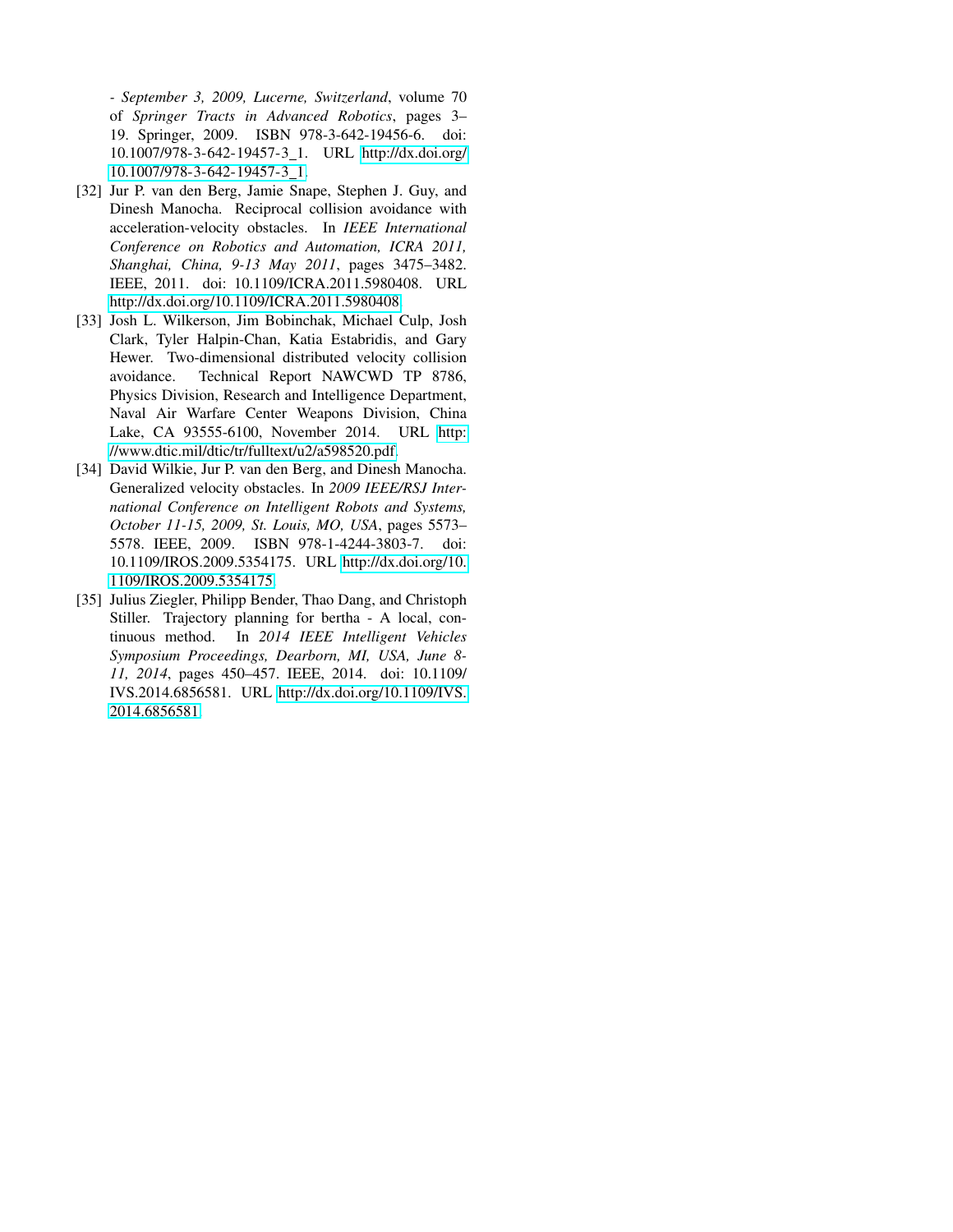*- September 3, 2009, Lucerne, Switzerland*, volume 70 of *Springer Tracts in Advanced Robotics*, pages 3–19. Springer, 2009. ISBN 978-3-642-19456-6. doi: 10.1007/978-3-642-19457-3_1. URL http://dx.doi.org/10.1007/978-3-642-19457-3_1.

[32] Jur P. van den Berg, Jamie Snape, Stephen J. Guy, and Dinesh Manocha. Reciprocal collision avoidance with acceleration-velocity obstacles. In *IEEE International Conference on Robotics and Automation, ICRA 2011, Shanghai, China, 9-13 May 2011*, pages 3475–3482. IEEE, 2011. doi: 10.1109/ICRA.2011.5980408. URL http://dx.doi.org/10.1109/ICRA.2011.5980408.

[33] Josh L. Wilkerson, Jim Bobinchak, Michael Culp, Josh Clark, Tyler Halpin-Chan, Katia Estabridis, and Gary Hewer. Two-dimensional distributed velocity collision avoidance. Technical Report NAWCWD TP 8786, Physics Division, Research and Intelligence Department, Naval Air Warfare Center Weapons Division, China Lake, CA 93555-6100, November 2014. URL http://www.dtic.mil/dtic/tr/fulltext/u2/a598520.pdf.

[34] David Wilkie, Jur P. van den Berg, and Dinesh Manocha. Generalized velocity obstacles. In *2009 IEEE/RSJ International Conference on Intelligent Robots and Systems, October 11-15, 2009, St. Louis, MO, USA*, pages 5573–5578. IEEE, 2009. ISBN 978-1-4244-3803-7. doi: 10.1109/IROS.2009.5354175. URL http://dx.doi.org/10.1109/IROS.2009.5354175.

[35] Julius Ziegler, Philipp Bender, Thao Dang, and Christoph Stiller. Trajectory planning for bertha - A local, continuous method. In *2014 IEEE Intelligent Vehicles Symposium Proceedings, Dearborn, MI, USA, June 8-11, 2014*, pages 450–457. IEEE, 2014. doi: 10.1109/IVS.2014.6856581. URL http://dx.doi.org/10.1109/IVS.2014.6856581.